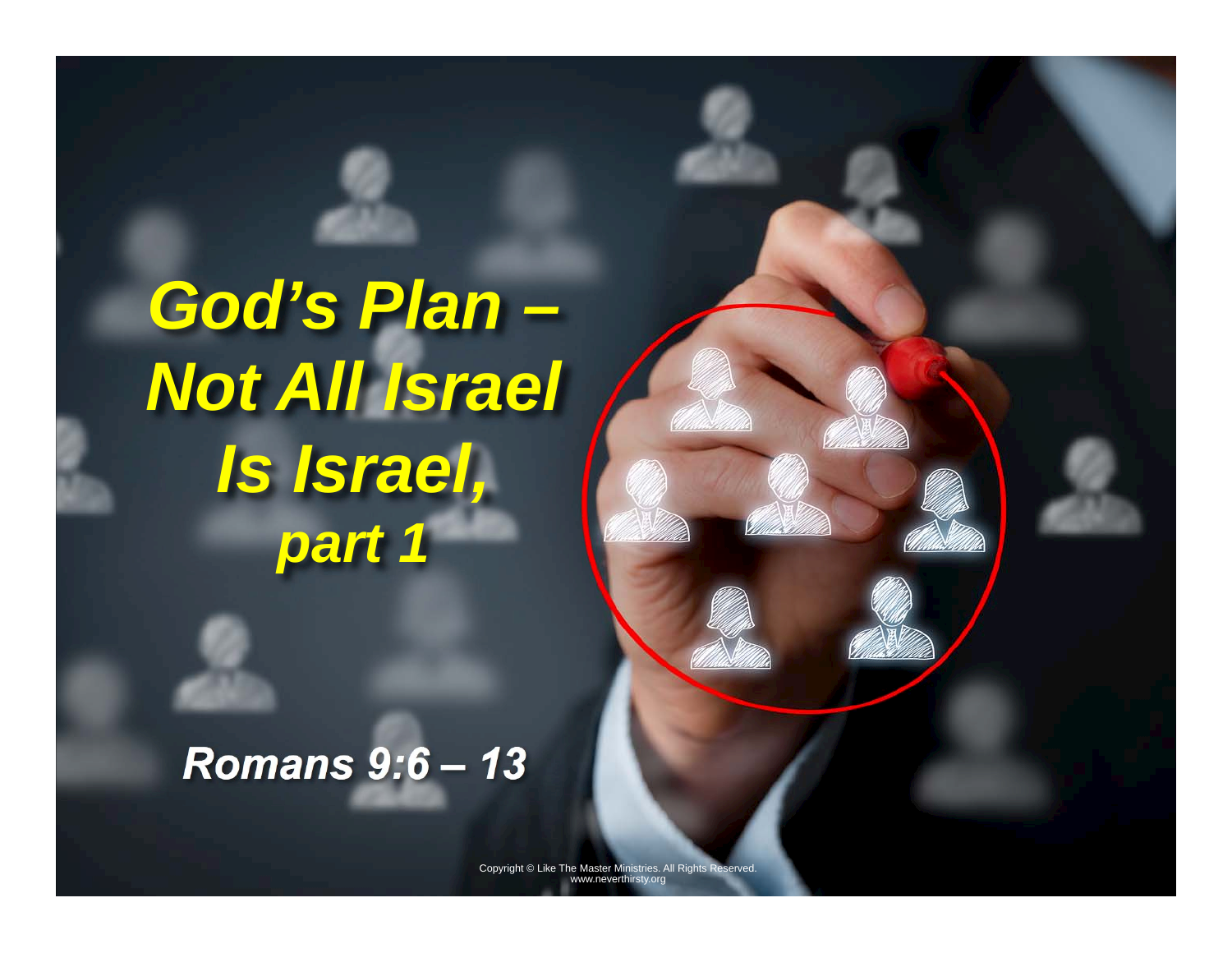# *God's Plan – Not All Israel Is Israel,*

## *part 1*

**Romans 9:6 – 13**

Copyright © Like The Master Ministries. All Rights Reserved.
www.neverthirsty.org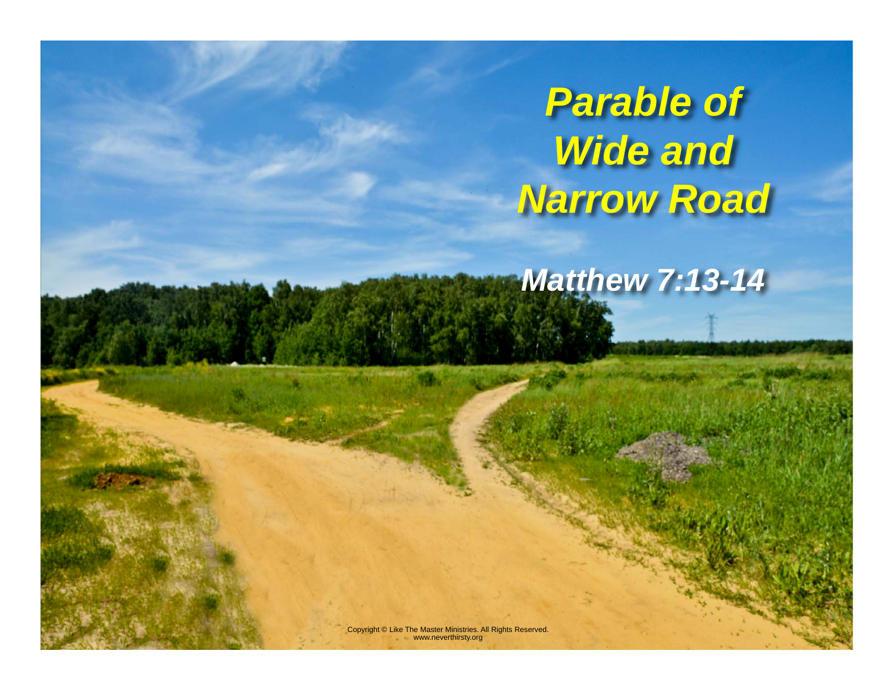# Parable of Wide and Narrow Road

## Matthew 7:13-14

Copyright © Like The Master Ministries. All Rights Reserved.
www.neverthirsty.org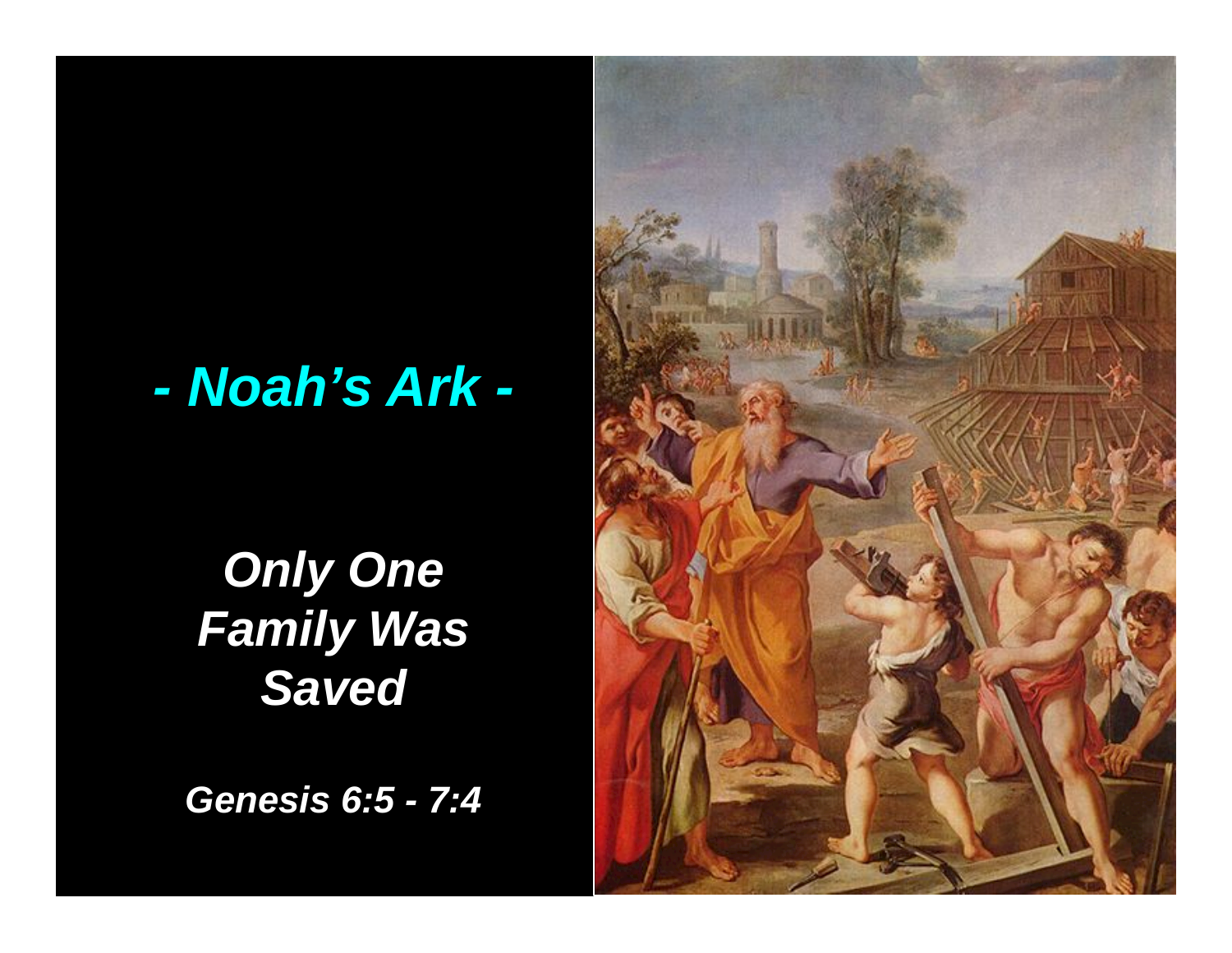# - Noah's Ark -

## *Only One Family Was Saved*

***Genesis 6:5 - 7:4***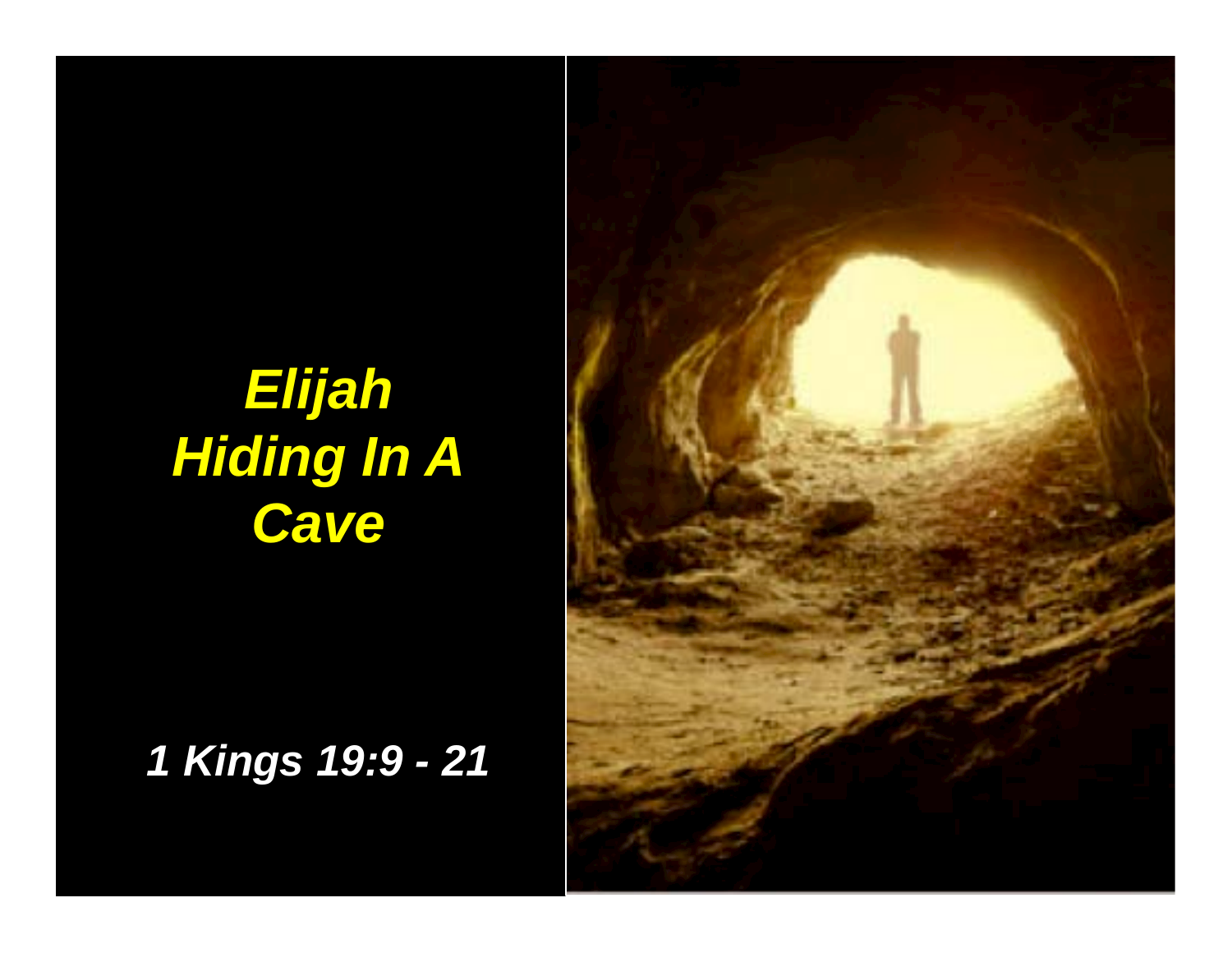# *Elijah Hiding In A Cave*

***1 Kings 19:9 - 21***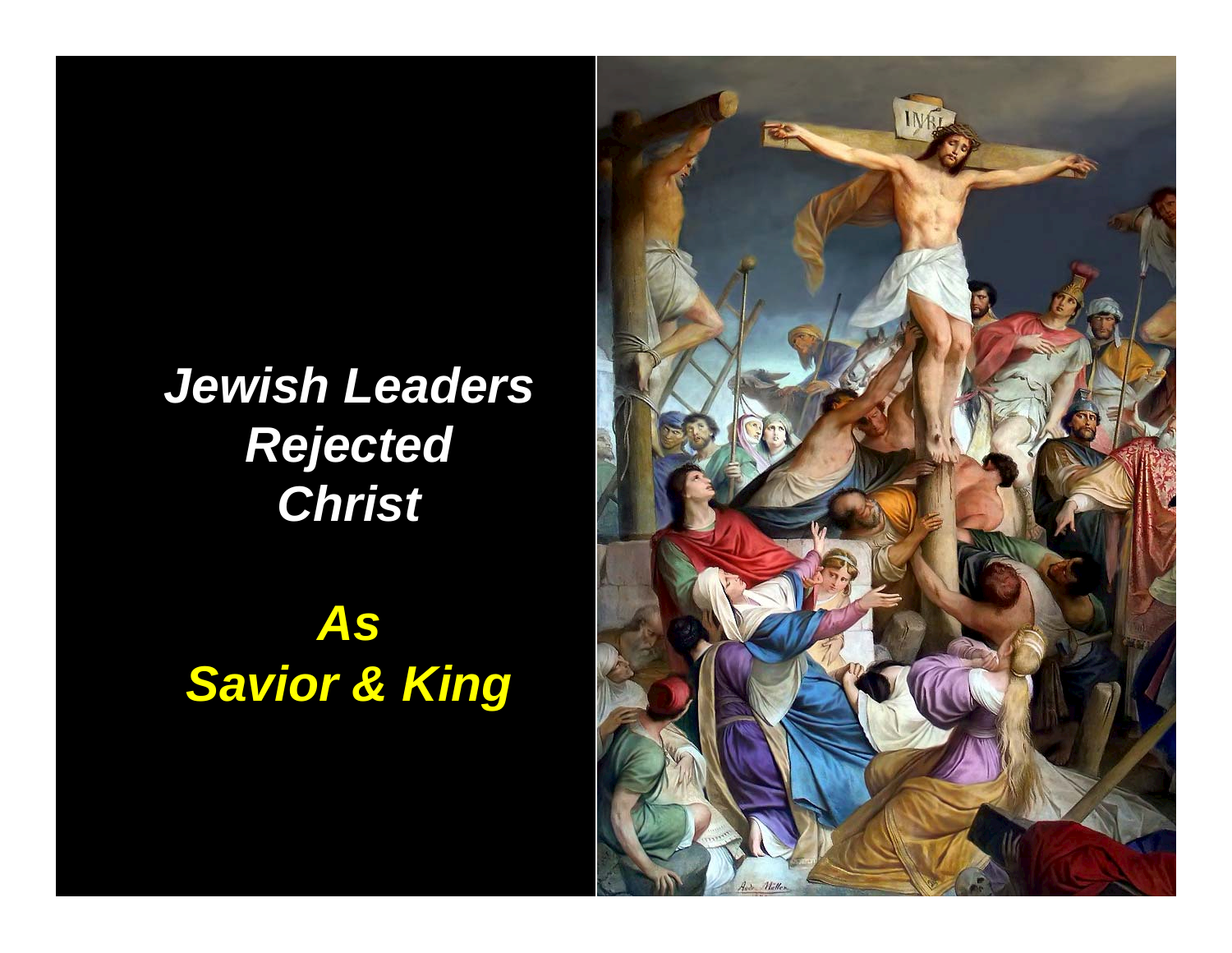***Jewish Leaders Rejected Christ***

***As Savior & King***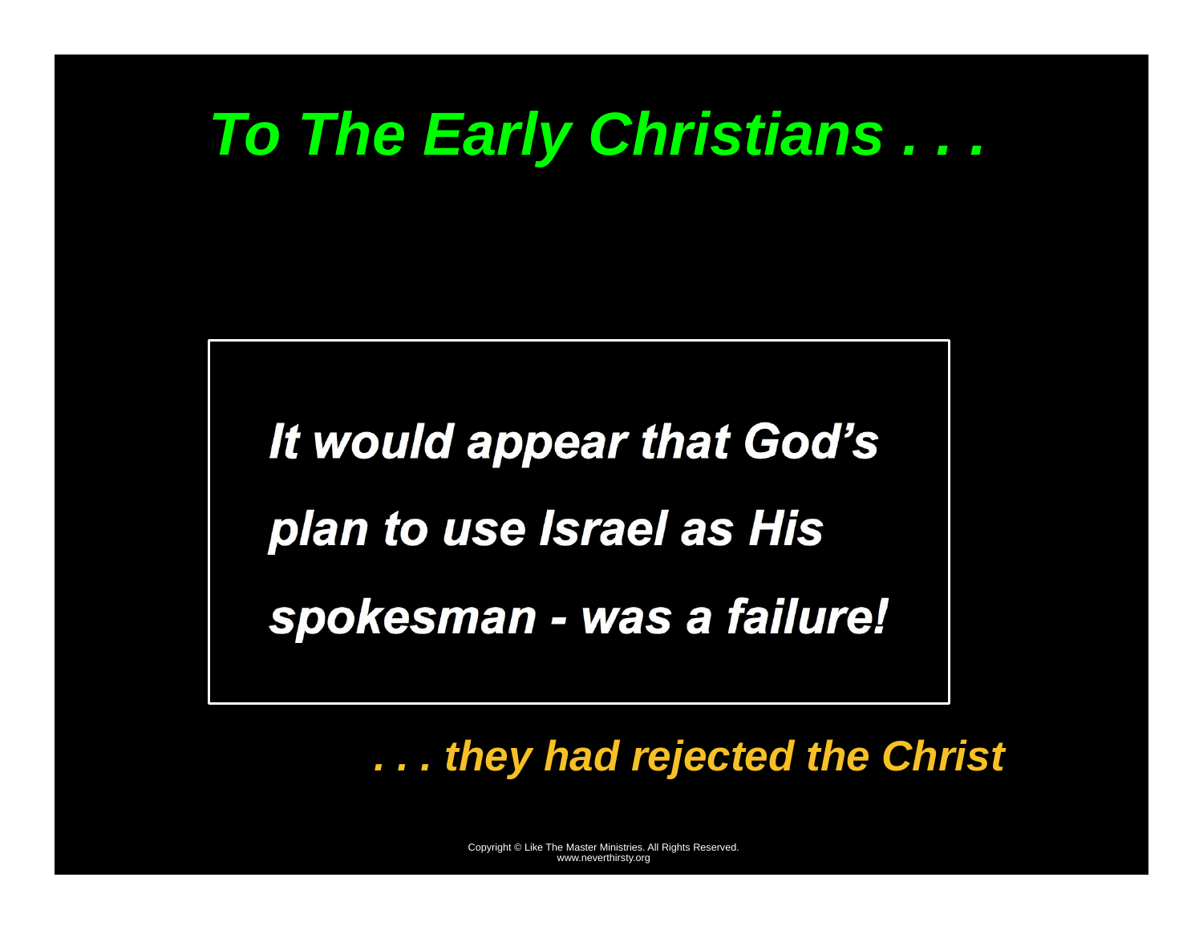# *To The Early Christians . . .*

***It would appear that God's plan to use Israel as His spokesman - was a failure!***

*. . . they had rejected the Christ*

Copyright © Like The Master Ministries. All Rights Reserved.
www.neverthirsty.org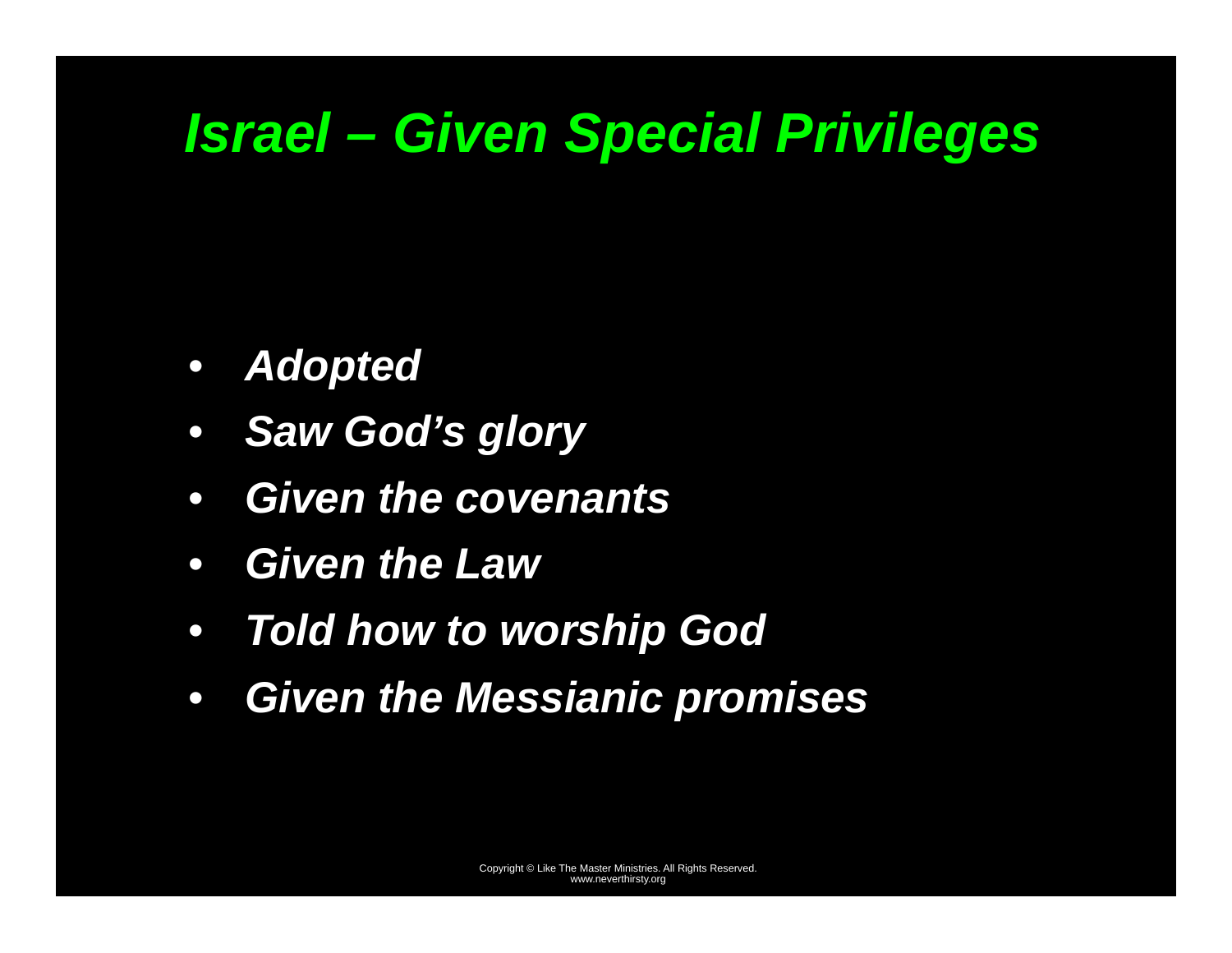# *Israel – Given Special Privileges*

- ***Adopted***
- ***Saw God's glory***
- ***Given the covenants***
- ***Given the Law***
- ***Told how to worship God***
- ***Given the Messianic promises***

Copyright © Like The Master Ministries. All Rights Reserved.
www.neverthirsty.org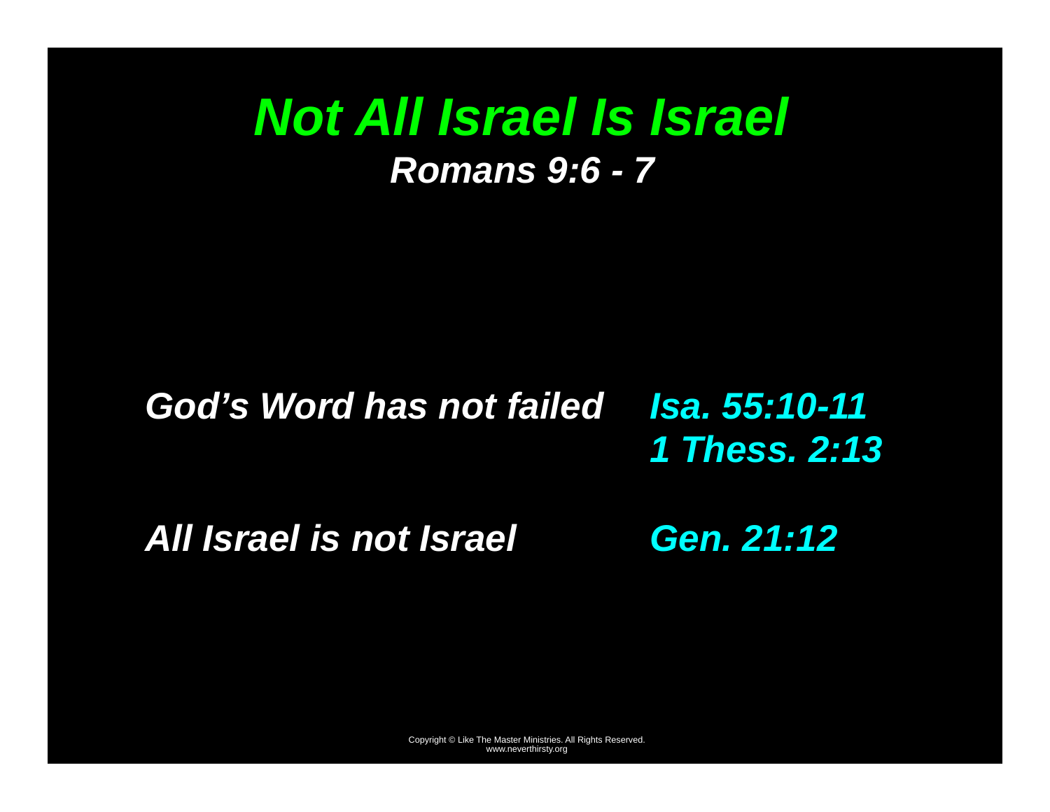# *Not All Israel Is Israel*

### *Romans 9:6 - 7*

*God's Word has not failed* — *Isa. 55:10-11*, *1 Thess. 2:13*

*All Israel is not Israel* — *Gen. 21:12*

Copyright © Like The Master Ministries. All Rights Reserved.
www.neverthirsty.org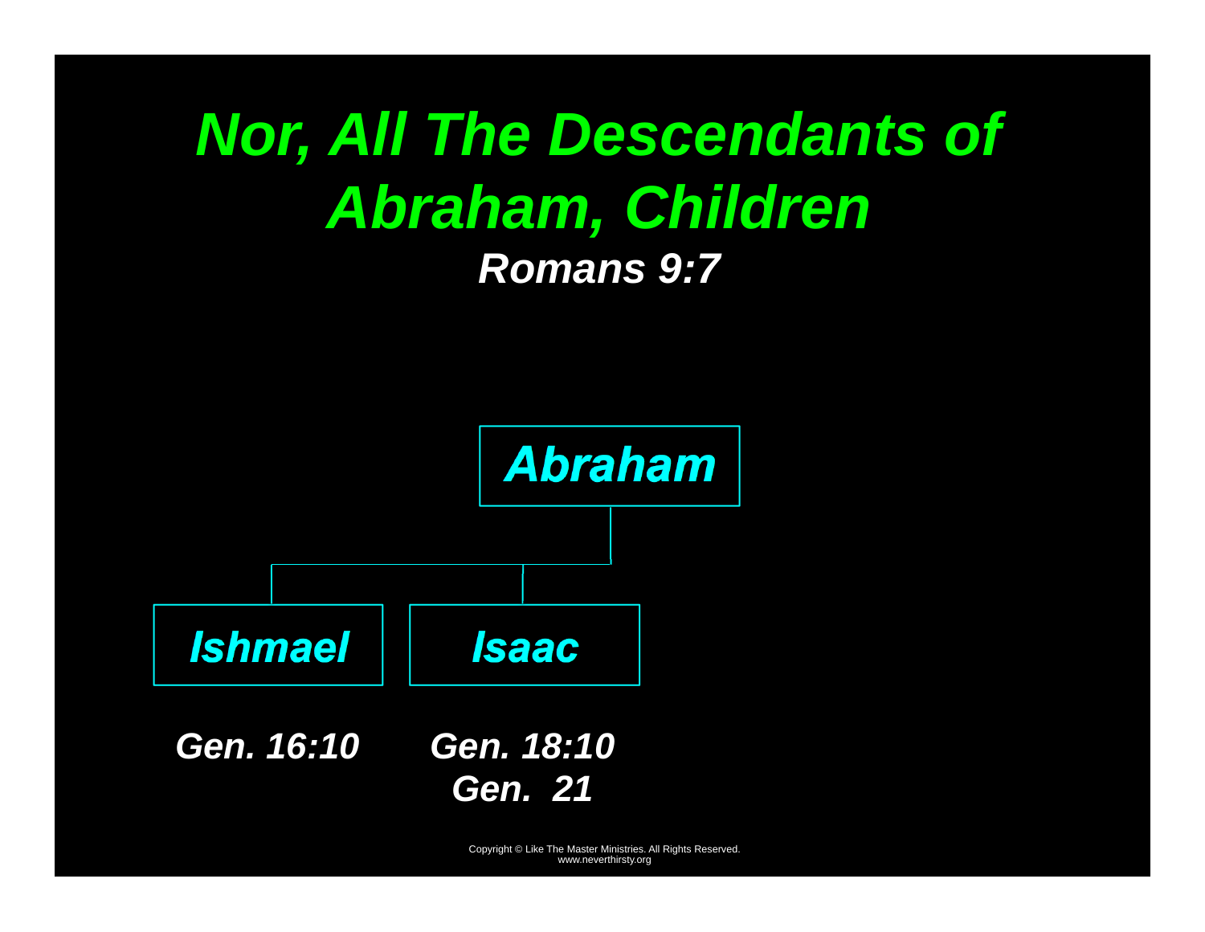# *Nor, All The Descendants of Abraham, Children*

***Romans 9:7***

***Abraham***

- ***Ishmael*** — *Gen. 16:10*
- ***Isaac*** — *Gen. 18:10*, *Gen. 21*

Copyright © Like The Master Ministries. All Rights Reserved.
www.neverthirsty.org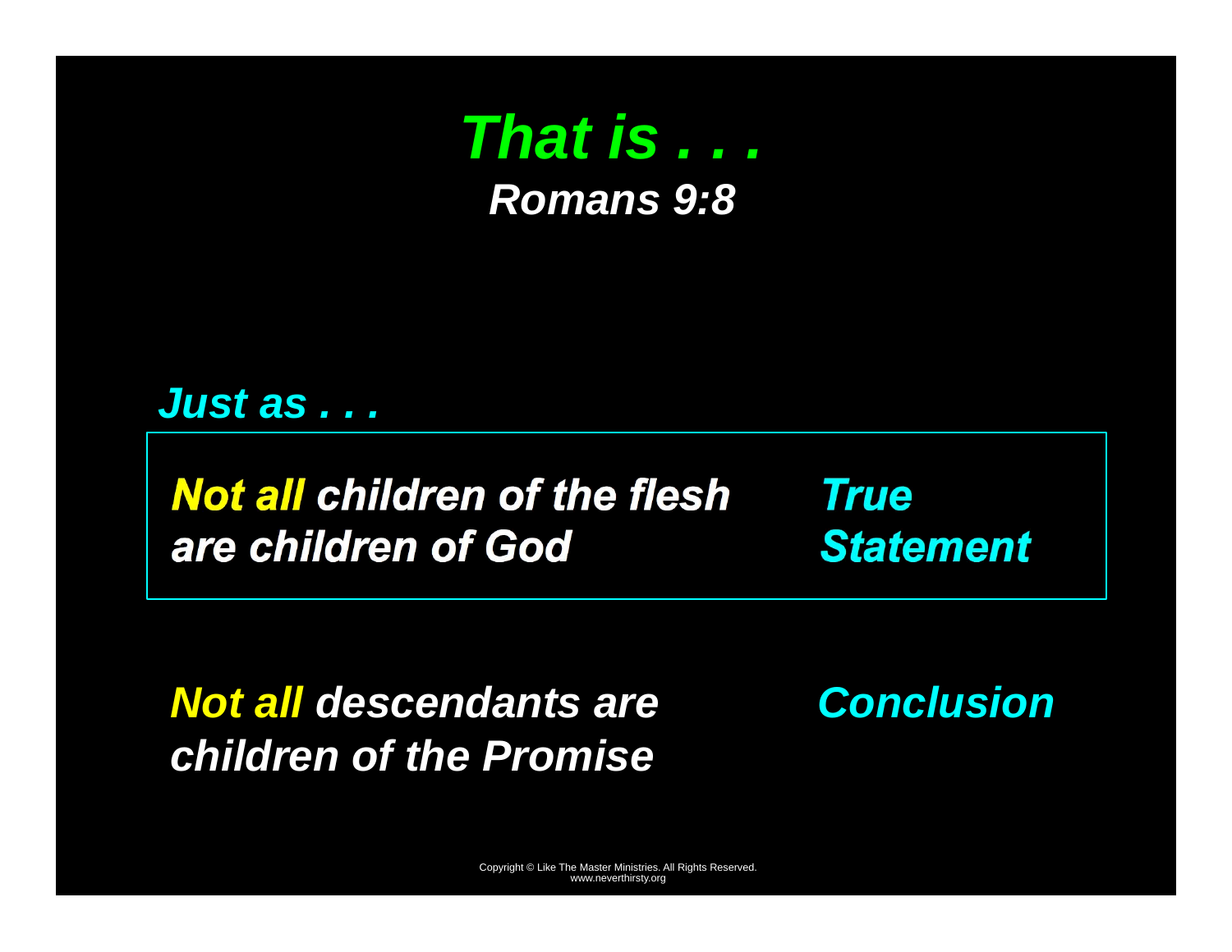# *That is . . .*

### *Romans 9:8*

*Just as . . .*

| | |
|---|---|
| ***Not all* children of the flesh are children of God** | ***True Statement*** |

***Not all* descendants are children of the Promise** ***Conclusion***

Copyright © Like The Master Ministries. All Rights Reserved.
www.neverthirsty.org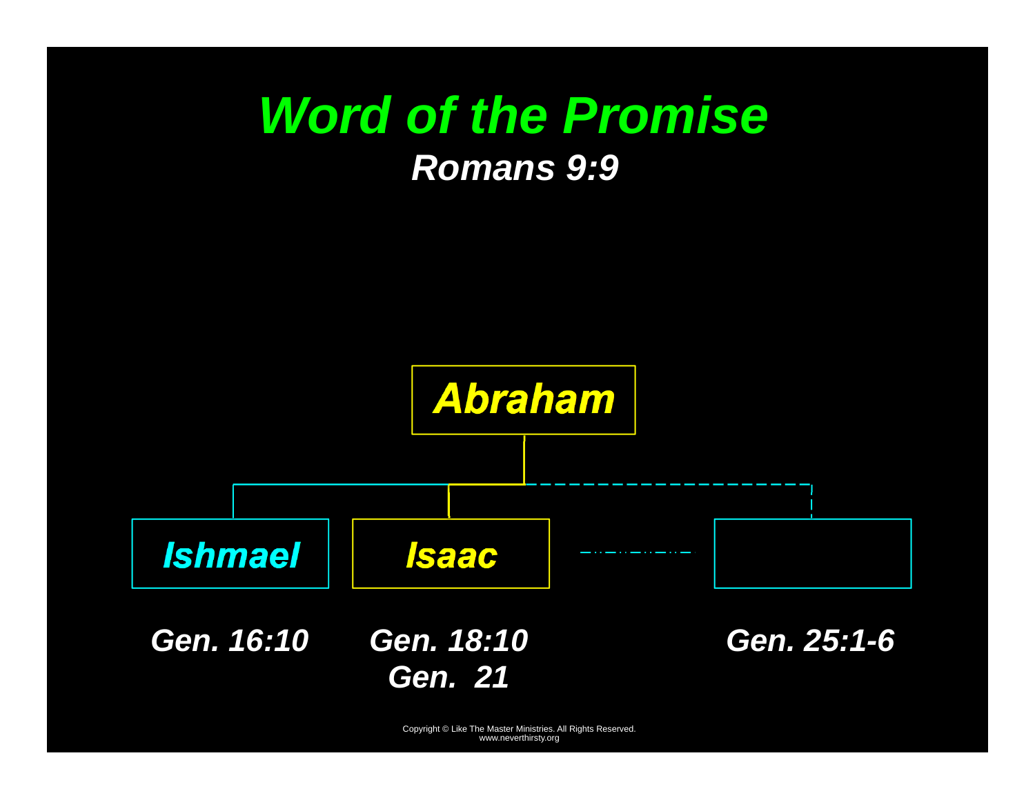# *Word of the Promise*

***Romans 9:9***

***Abraham***

| ***Ishmael*** | ***Isaac*** | |
|---|---|---|
| ***Gen. 16:10*** | ***Gen. 18:10***<br>***Gen. 21*** | ***Gen. 25:1-6*** |

Copyright © Like The Master Ministries. All Rights Reserved.
www.neverthirsty.org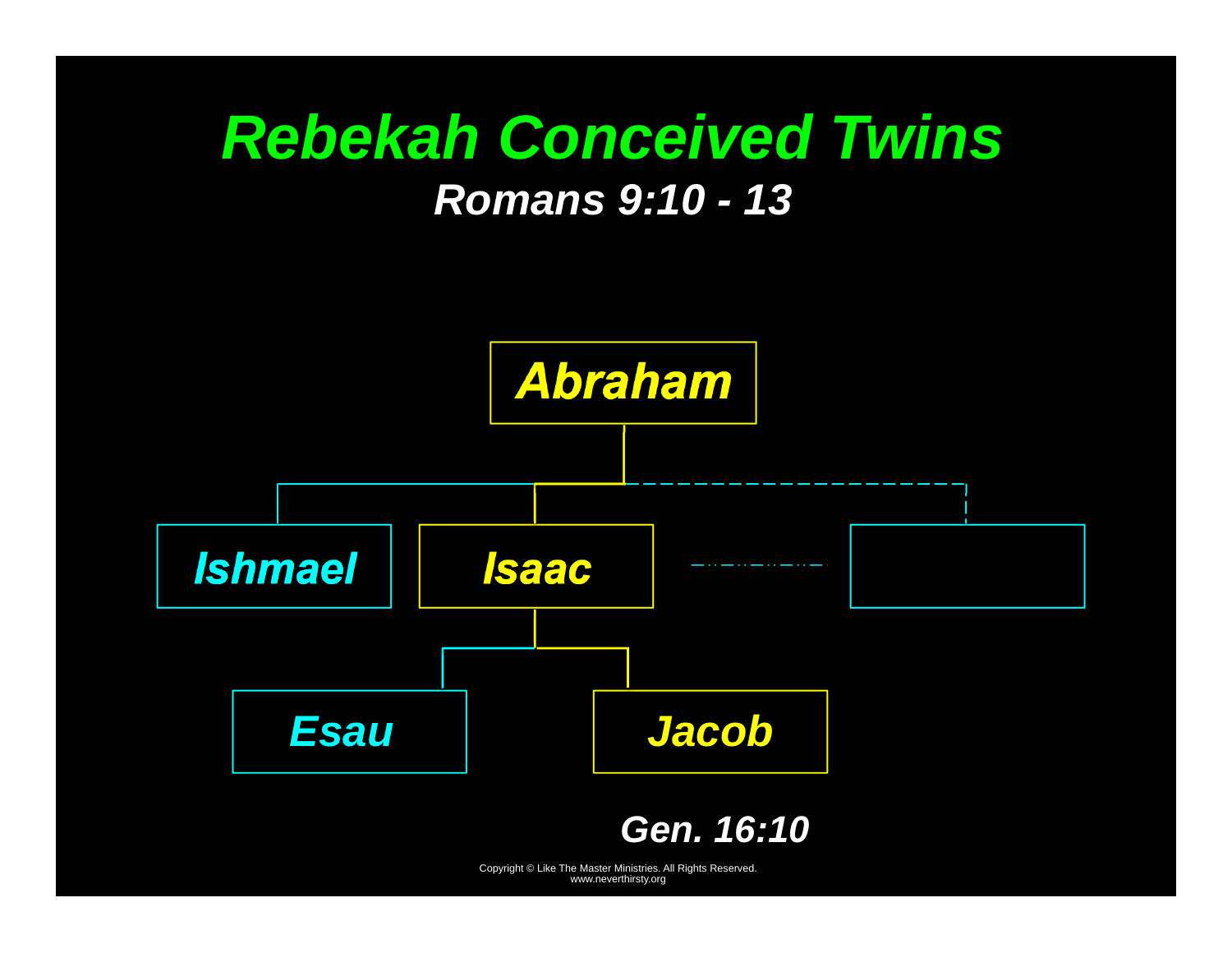# Rebekah Conceived Twins

## *Romans 9:10 - 13*

**Abraham**

**Ishmael** | **Isaac** | 

**Esau** | **Jacob**

*Gen. 16:10*

Copyright © Like The Master Ministries. All Rights Reserved.
www.neverthirsty.org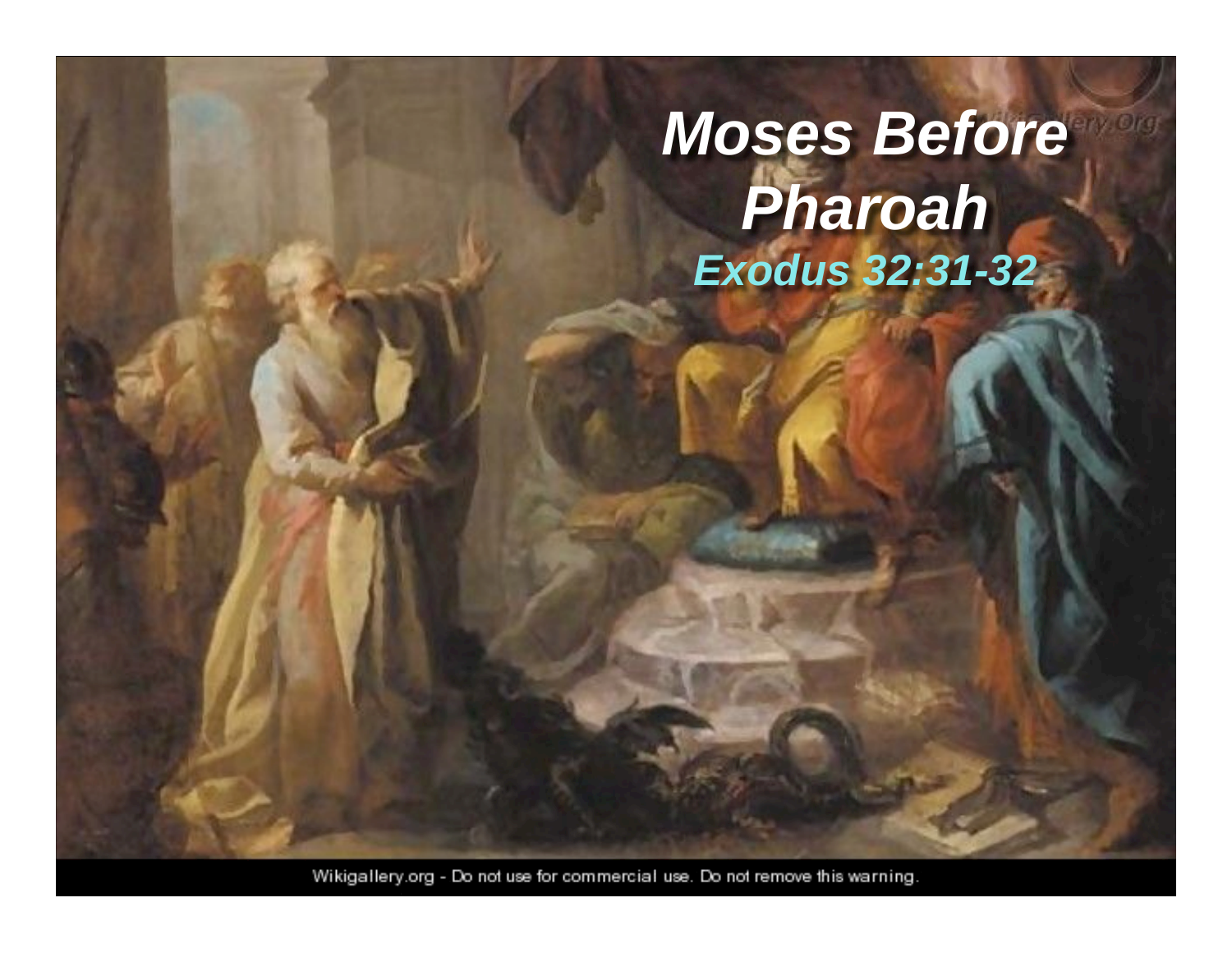# Moses Before Pharoah

### *Exodus 32:31-32*

Wikigallery.org - Do not use for commercial use. Do not remove this warning.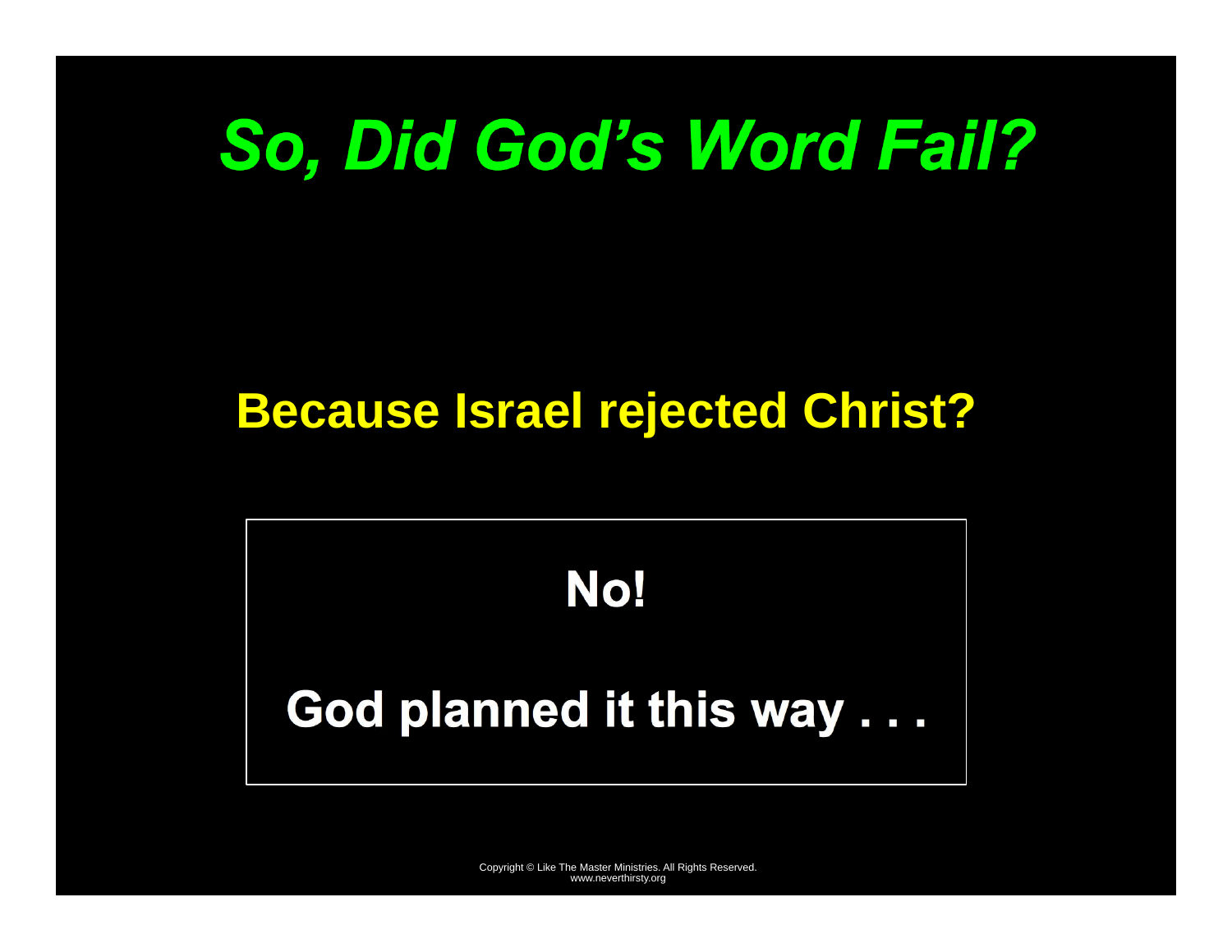# *So, Did God's Word Fail?*

**Because Israel rejected Christ?**

**No!**

**God planned it this way . . .**

Copyright © Like The Master Ministries. All Rights Reserved.
www.neverthirsty.org